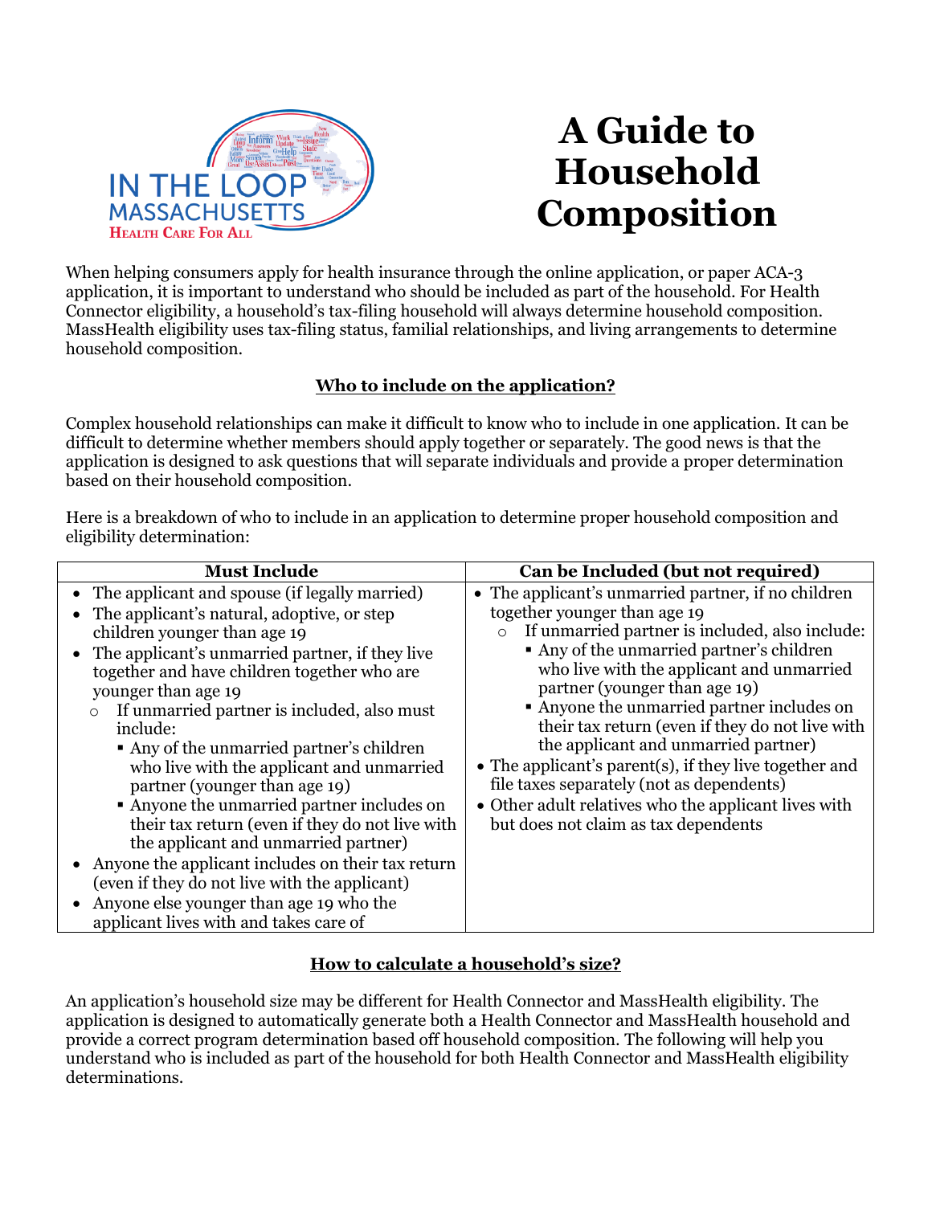# A Guide to Household Composition

When helping consumers apply for health insurance through the online application, or paper ACA-3 application, it is important to understand who should be included as part of the household. For Health Connector eligibility, a household's tax-filing household will always determine household composition. MassHealth eligibility uses tax-filing status, familial relationships, and living arrangements to determine household composition.

## Who to include on the application?

Complex household relationships can make it difficult to know who to include in one application. It can be difficult to determine whether members should apply together or separately. The good news is that the application is designed to ask questions that will separate individuals and provide a proper determination based on their household composition.

Here is a breakdown of who to include in an application to determine proper household composition and eligibility determination:

| Must Include | Can be Included (but not required) |
|---|---|
| • The applicant and spouse (if legally married)<br>• The applicant's natural, adoptive, or step children younger than age 19<br>• The applicant's unmarried partner, if they live together and have children together who are younger than age 19<br>&nbsp;&nbsp;&nbsp;○ If unmarried partner is included, also must include:<br>&nbsp;&nbsp;&nbsp;&nbsp;&nbsp;&nbsp;▪ Any of the unmarried partner's children who live with the applicant and unmarried partner (younger than age 19)<br>&nbsp;&nbsp;&nbsp;&nbsp;&nbsp;&nbsp;▪ Anyone the unmarried partner includes on their tax return (even if they do not live with the applicant and unmarried partner)<br>• Anyone the applicant includes on their tax return (even if they do not live with the applicant)<br>• Anyone else younger than age 19 who the applicant lives with and takes care of | • The applicant's unmarried partner, if no children together younger than age 19<br>&nbsp;&nbsp;&nbsp;○ If unmarried partner is included, also include:<br>&nbsp;&nbsp;&nbsp;&nbsp;&nbsp;&nbsp;▪ Any of the unmarried partner's children who live with the applicant and unmarried partner (younger than age 19)<br>&nbsp;&nbsp;&nbsp;&nbsp;&nbsp;&nbsp;▪ Anyone the unmarried partner includes on their tax return (even if they do not live with the applicant and unmarried partner)<br>• The applicant's parent(s), if they live together and file taxes separately (not as dependents)<br>• Other adult relatives who the applicant lives with but does not claim as tax dependents |

## How to calculate a household's size?

An application's household size may be different for Health Connector and MassHealth eligibility. The application is designed to automatically generate both a Health Connector and MassHealth household and provide a correct program determination based off household composition. The following will help you understand who is included as part of the household for both Health Connector and MassHealth eligibility determinations.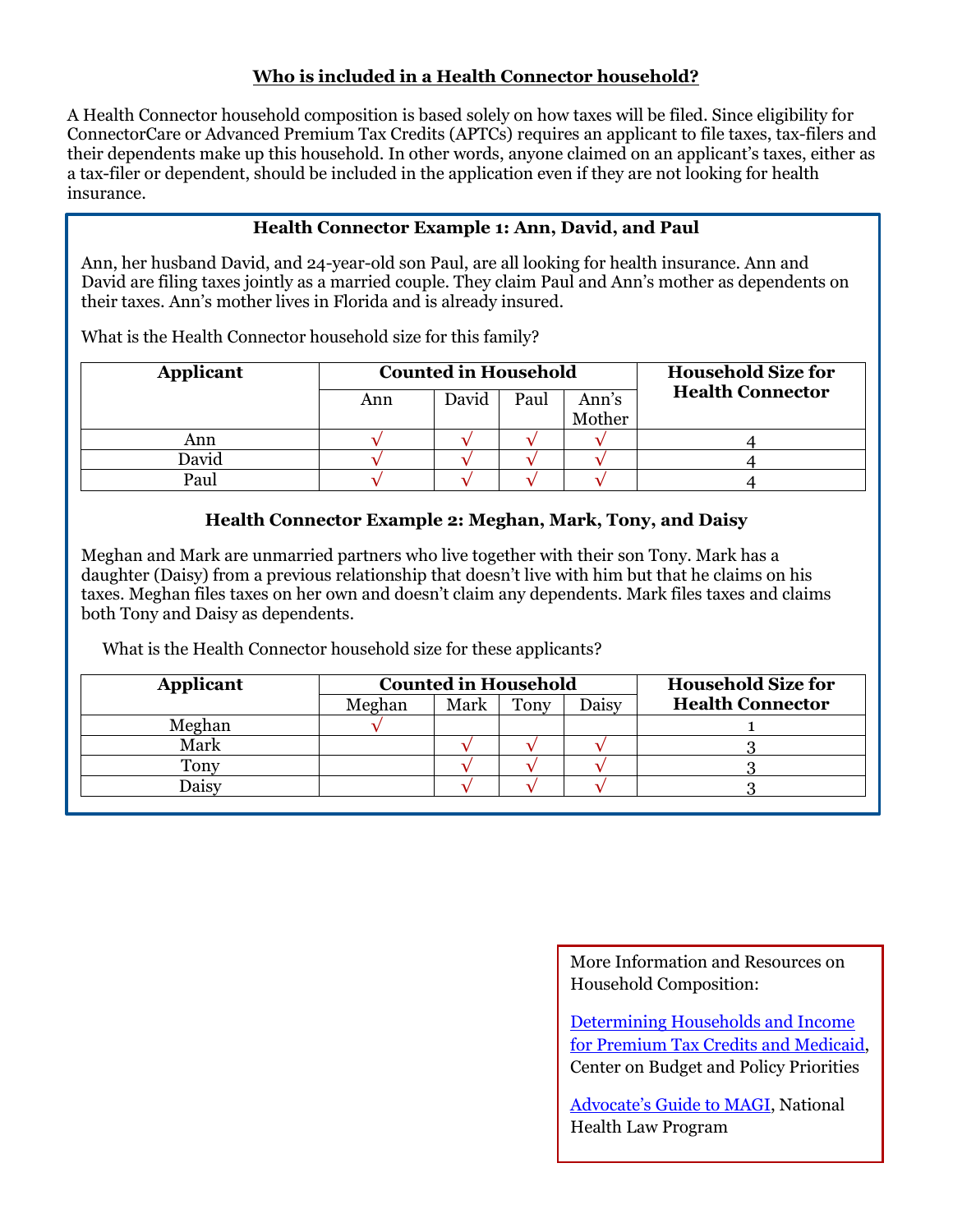## Who is included in a Health Connector household?

A Health Connector household composition is based solely on how taxes will be filed. Since eligibility for ConnectorCare or Advanced Premium Tax Credits (APTCs) requires an applicant to file taxes, tax-filers and their dependents make up this household. In other words, anyone claimed on an applicant's taxes, either as a tax-filer or dependent, should be included in the application even if they are not looking for health insurance.

### Health Connector Example 1: Ann, David, and Paul

Ann, her husband David, and 24-year-old son Paul, are all looking for health insurance. Ann and David are filing taxes jointly as a married couple. They claim Paul and Ann's mother as dependents on their taxes. Ann's mother lives in Florida and is already insured.

What is the Health Connector household size for this family?

| Applicant | Counted in Household | | | | Household Size for Health Connector |
|---|---|---|---|---|---|
| | Ann | David | Paul | Ann's Mother | |
| Ann | √ | √ | √ | √ | 4 |
| David | √ | √ | √ | √ | 4 |
| Paul | √ | √ | √ | √ | 4 |

### Health Connector Example 2: Meghan, Mark, Tony, and Daisy

Meghan and Mark are unmarried partners who live together with their son Tony. Mark has a daughter (Daisy) from a previous relationship that doesn't live with him but that he claims on his taxes. Meghan files taxes on her own and doesn't claim any dependents. Mark files taxes and claims both Tony and Daisy as dependents.

What is the Health Connector household size for these applicants?

| Applicant | Counted in Household | | | | Household Size for Health Connector |
|---|---|---|---|---|---|
| | Meghan | Mark | Tony | Daisy | |
| Meghan | √ | | | | 1 |
| Mark | | √ | √ | √ | 3 |
| Tony | | √ | √ | √ | 3 |
| Daisy | | √ | √ | √ | 3 |

More Information and Resources on Household Composition:

[Determining Households and Income for Premium Tax Credits and Medicaid](), Center on Budget and Policy Priorities

[Advocate's Guide to MAGI](), National Health Law Program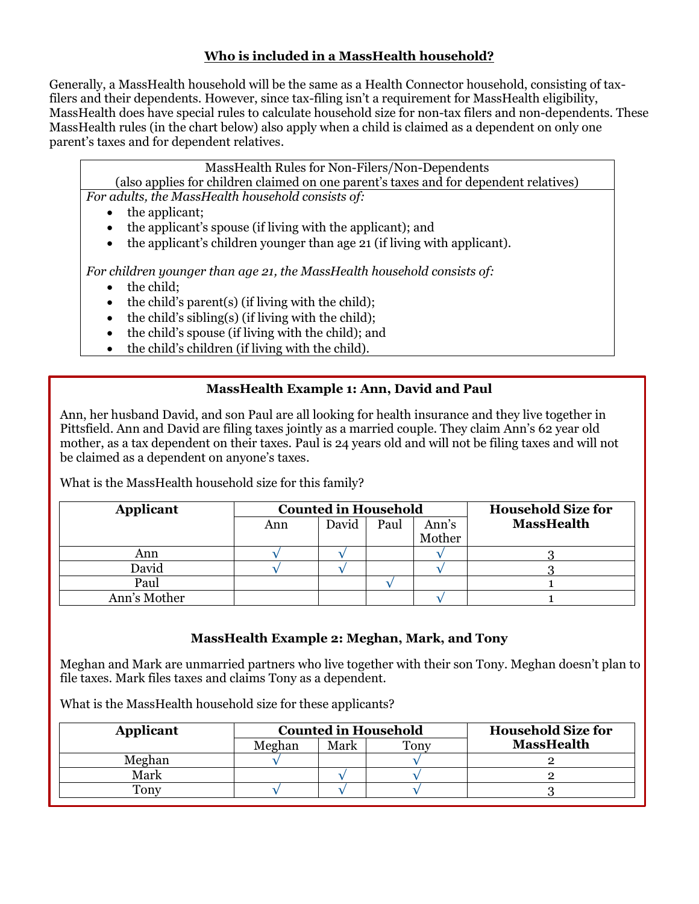## Who is included in a MassHealth household?

Generally, a MassHealth household will be the same as a Health Connector household, consisting of tax-filers and their dependents. However, since tax-filing isn't a requirement for MassHealth eligibility, MassHealth does have special rules to calculate household size for non-tax filers and non-dependents. These MassHealth rules (in the chart below) also apply when a child is claimed as a dependent on only one parent's taxes and for dependent relatives.

| MassHealth Rules for Non-Filers/Non-Dependents (also applies for children claimed on one parent's taxes and for dependent relatives) |
|---|
| *For adults, the MassHealth household consists of:*<br>• the applicant;<br>• the applicant's spouse (if living with the applicant); and<br>• the applicant's children younger than age 21 (if living with applicant).<br><br>*For children younger than age 21, the MassHealth household consists of:*<br>• the child;<br>• the child's parent(s) (if living with the child);<br>• the child's sibling(s) (if living with the child);<br>• the child's spouse (if living with the child); and<br>• the child's children (if living with the child). |

### MassHealth Example 1: Ann, David and Paul

Ann, her husband David, and son Paul are all looking for health insurance and they live together in Pittsfield. Ann and David are filing taxes jointly as a married couple. They claim Ann's 62 year old mother, as a tax dependent on their taxes. Paul is 24 years old and will not be filing taxes and will not be claimed as a dependent on anyone's taxes.

What is the MassHealth household size for this family?

| Applicant | Counted in Household | | | | Household Size for MassHealth |
|---|---|---|---|---|---|
| | Ann | David | Paul | Ann's Mother | |
| Ann | √ | √ | | √ | 3 |
| David | √ | √ | | √ | 3 |
| Paul | | | √ | | 1 |
| Ann's Mother | | | | √ | 1 |

### MassHealth Example 2: Meghan, Mark, and Tony

Meghan and Mark are unmarried partners who live together with their son Tony. Meghan doesn't plan to file taxes. Mark files taxes and claims Tony as a dependent.

What is the MassHealth household size for these applicants?

| Applicant | Counted in Household | | | Household Size for MassHealth |
|---|---|---|---|---|
| | Meghan | Mark | Tony | |
| Meghan | √ | | √ | 2 |
| Mark | | √ | √ | 2 |
| Tony | √ | √ | √ | 3 |